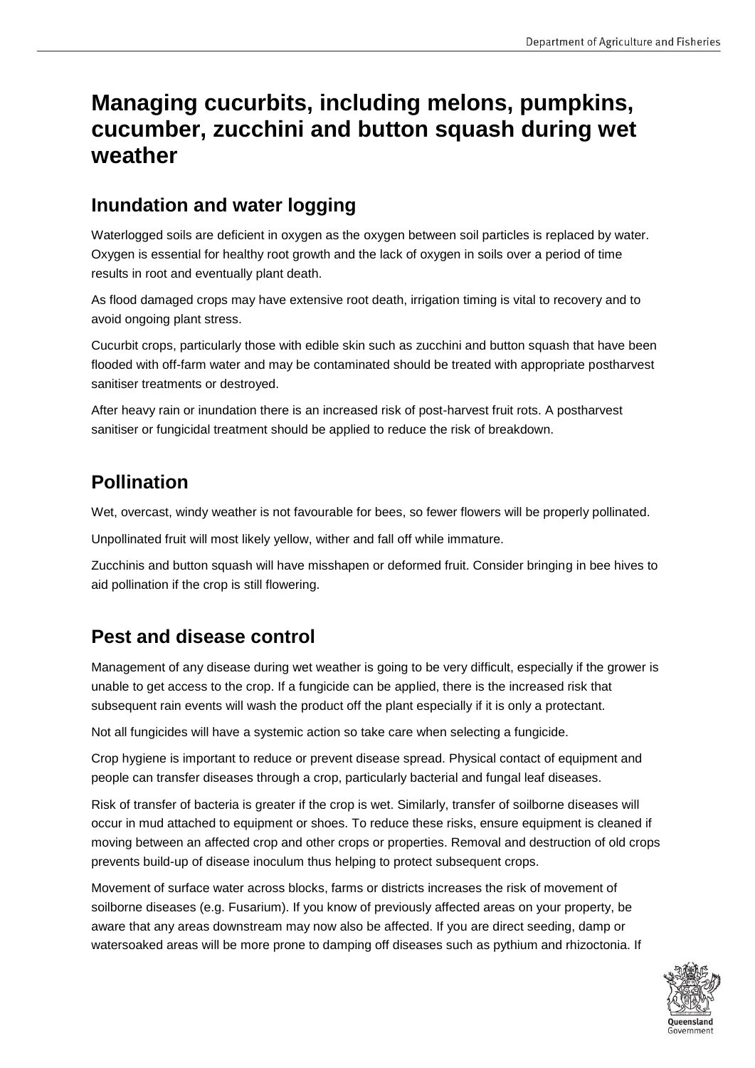# Managing cucurbits, including melons, pumpkins, cucumber, zucchini and button squash during wet weather

## Inundation and water logging

Waterlogged soils are deficient in oxygen as the oxygen between soil particles is replaced by water. Oxygen is essential for healthy root growth and the lack of oxygen in soils over a period of time results in root and eventually plant death.

As flood damaged crops may have extensive root death, irrigation timing is vital to recovery and to avoid ongoing plant stress.

Cucurbit crops, particularly those with edible skin such as zucchini and button squash that have been flooded with off-farm water and may be contaminated should be treated with appropriate postharvest sanitiser treatments or destroyed.

After heavy rain or inundation there is an increased risk of post-harvest fruit rots. A postharvest sanitiser or fungicidal treatment should be applied to reduce the risk of breakdown.

## Pollination

Wet, overcast, windy weather is not favourable for bees, so fewer flowers will be properly pollinated.

Unpollinated fruit will most likely yellow, wither and fall off while immature.

Zucchinis and button squash will have misshapen or deformed fruit. Consider bringing in bee hives to aid pollination if the crop is still flowering.

## Pest and disease control

Management of any disease during wet weather is going to be very difficult, especially if the grower is unable to get access to the crop. If a fungicide can be applied, there is the increased risk that subsequent rain events will wash the product off the plant especially if it is only a protectant.

Not all fungicides will have a systemic action so take care when selecting a fungicide.

Crop hygiene is important to reduce or prevent disease spread. Physical contact of equipment and people can transfer diseases through a crop, particularly bacterial and fungal leaf diseases.

Risk of transfer of bacteria is greater if the crop is wet. Similarly, transfer of soilborne diseases will occur in mud attached to equipment or shoes. To reduce these risks, ensure equipment is cleaned if moving between an affected crop and other crops or properties. Removal and destruction of old crops prevents build-up of disease inoculum thus helping to protect subsequent crops.

Movement of surface water across blocks, farms or districts increases the risk of movement of soilborne diseases (e.g. Fusarium). If you know of previously affected areas on your property, be aware that any areas downstream may now also be affected. If you are direct seeding, damp or watersoaked areas will be more prone to damping off diseases such as pythium and rhizoctonia. If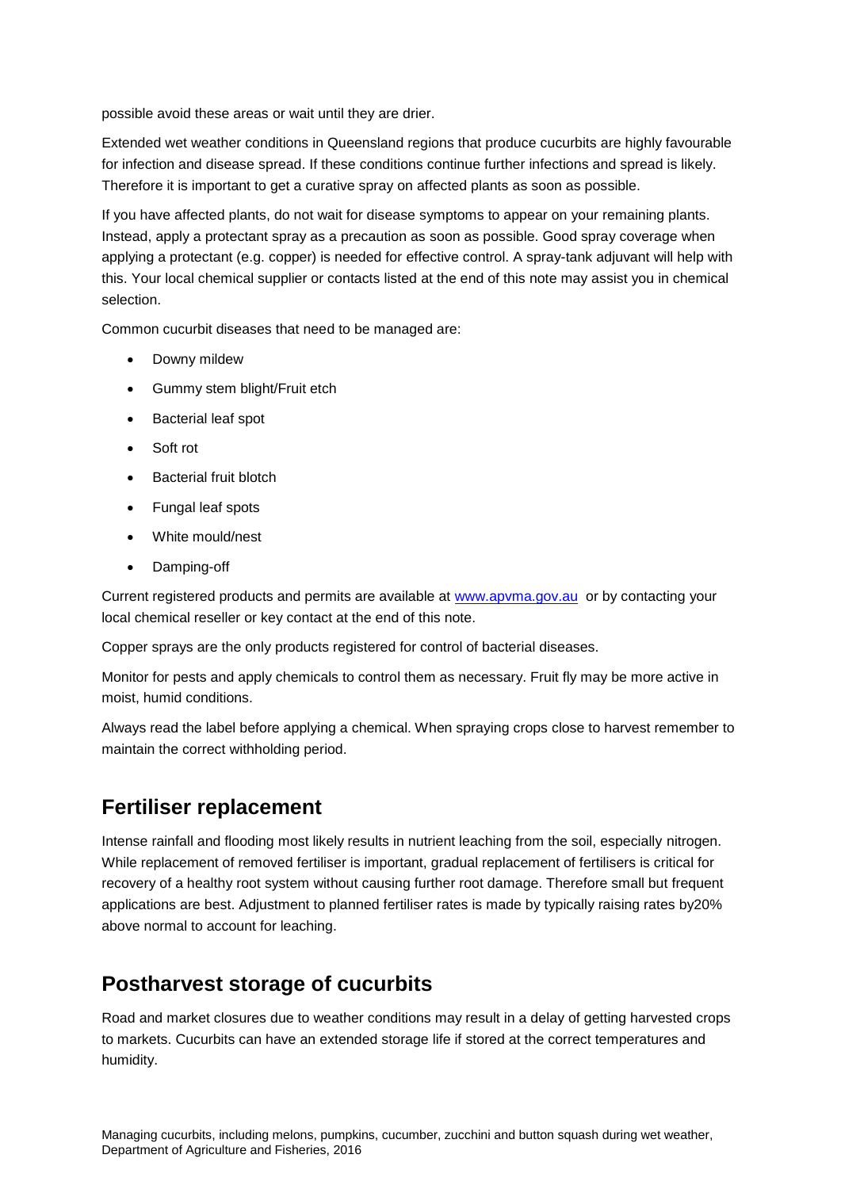possible avoid these areas or wait until they are drier.

Extended wet weather conditions in Queensland regions that produce cucurbits are highly favourable for infection and disease spread. If these conditions continue further infections and spread is likely. Therefore it is important to get a curative spray on affected plants as soon as possible.

If you have affected plants, do not wait for disease symptoms to appear on your remaining plants. Instead, apply a protectant spray as a precaution as soon as possible. Good spray coverage when applying a protectant (e.g. copper) is needed for effective control. A spray-tank adjuvant will help with this. Your local chemical supplier or contacts listed at the end of this note may assist you in chemical selection.

Common cucurbit diseases that need to be managed are:

- Downy mildew
- Gummy stem blight/Fruit etch
- Bacterial leaf spot
- Soft rot
- Bacterial fruit blotch
- Fungal leaf spots
- White mould/nest
- Damping-off

Current registered products and permits are available at [www.apvma.gov.au](http://www.apvma.gov.au) or by contacting your local chemical reseller or key contact at the end of this note.

Copper sprays are the only products registered for control of bacterial diseases.

Monitor for pests and apply chemicals to control them as necessary. Fruit fly may be more active in moist, humid conditions.

Always read the label before applying a chemical. When spraying crops close to harvest remember to maintain the correct withholding period.

## Fertiliser replacement

Intense rainfall and flooding most likely results in nutrient leaching from the soil, especially nitrogen. While replacement of removed fertiliser is important, gradual replacement of fertilisers is critical for recovery of a healthy root system without causing further root damage. Therefore small but frequent applications are best. Adjustment to planned fertiliser rates is made by typically raising rates by20% above normal to account for leaching.

## Postharvest storage of cucurbits

Road and market closures due to weather conditions may result in a delay of getting harvested crops to markets. Cucurbits can have an extended storage life if stored at the correct temperatures and humidity.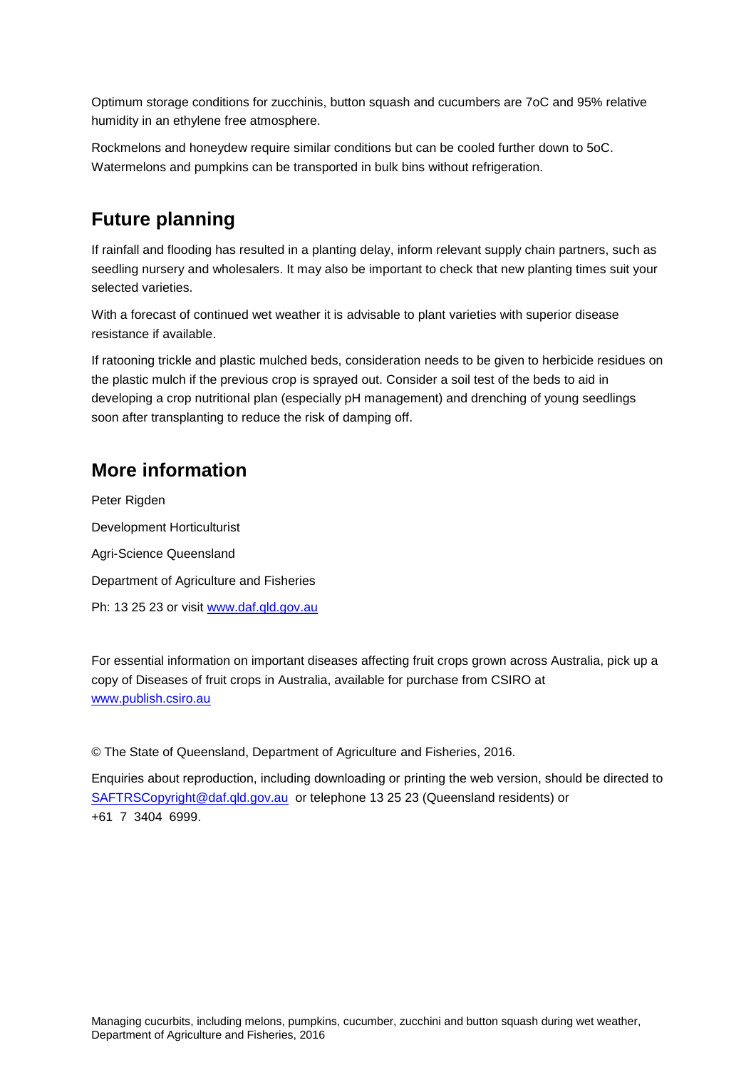Optimum storage conditions for zucchinis, button squash and cucumbers are 7oC and 95% relative humidity in an ethylene free atmosphere.

Rockmelons and honeydew require similar conditions but can be cooled further down to 5oC. Watermelons and pumpkins can be transported in bulk bins without refrigeration.

## Future planning

If rainfall and flooding has resulted in a planting delay, inform relevant supply chain partners, such as seedling nursery and wholesalers. It may also be important to check that new planting times suit your selected varieties.

With a forecast of continued wet weather it is advisable to plant varieties with superior disease resistance if available.

If ratooning trickle and plastic mulched beds, consideration needs to be given to herbicide residues on the plastic mulch if the previous crop is sprayed out. Consider a soil test of the beds to aid in developing a crop nutritional plan (especially pH management) and drenching of young seedlings soon after transplanting to reduce the risk of damping off.

## More information

Peter Rigden

Development Horticulturist

Agri-Science Queensland

Department of Agriculture and Fisheries

Ph: 13 25 23 or visit www.daf.qld.gov.au

For essential information on important diseases affecting fruit crops grown across Australia, pick up a copy of Diseases of fruit crops in Australia, available for purchase from CSIRO at www.publish.csiro.au

© The State of Queensland, Department of Agriculture and Fisheries, 2016.

Enquiries about reproduction, including downloading or printing the web version, should be directed to SAFTRSCopyright@daf.qld.gov.au or telephone 13 25 23 (Queensland residents) or +61 7 3404 6999.